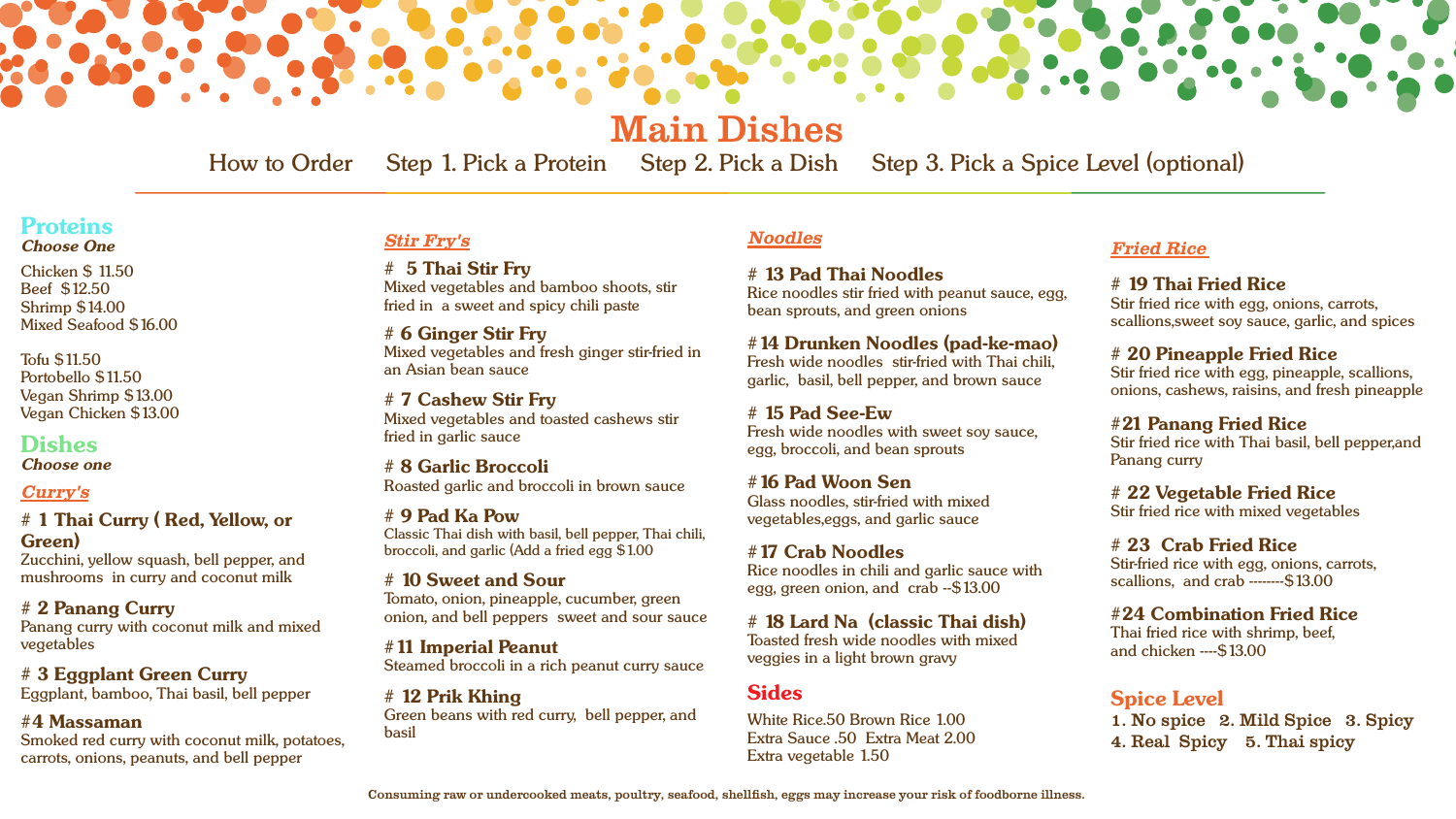# Main Dishes

How to Order Step 1. Pick a Protein Step 2. Pick a Dish Step 3. Pick a Spice Level (optional)

## Proteins

***Choose One***

Chicken $ 11.50
Beef $12.50
Shrimp $14.00
Mixed Seafood $16.00

Tofu $11.50
Portobello $11.50
Vegan Shrimp $13.00
Vegan Chicken $13.00

## Dishes

***Choose one***

### *Curry's*

**# 1 Thai Curry ( Red, Yellow, or Green)**
Zucchini, yellow squash, bell pepper, and mushrooms in curry and coconut milk

**# 2 Panang Curry**
Panang curry with coconut milk and mixed vegetables

**# 3 Eggplant Green Curry**
Eggplant, bamboo, Thai basil, bell pepper

**#4 Massaman**
Smoked red curry with coconut milk, potatoes, carrots, onions, peanuts, and bell pepper

### *Stir Fry's*

**# 5 Thai Stir Fry**
Mixed vegetables and bamboo shoots, stir fried in a sweet and spicy chili paste

**# 6 Ginger Stir Fry**
Mixed vegetables and fresh ginger stir-fried in an Asian bean sauce

**# 7 Cashew Stir Fry**
Mixed vegetables and toasted cashews stir fried in garlic sauce

**# 8 Garlic Broccoli**
Roasted garlic and broccoli in brown sauce

**# 9 Pad Ka Pow**
Classic Thai dish with basil, bell pepper, Thai chili, broccoli, and garlic (Add a fried egg $1.00

**# 10 Sweet and Sour**
Tomato, onion, pineapple, cucumber, green onion, and bell peppers sweet and sour sauce

**#11 Imperial Peanut**
Steamed broccoli in a rich peanut curry sauce

**# 12 Prik Khing**
Green beans with red curry, bell pepper, and basil

### *Noodles*

**# 13 Pad Thai Noodles**
Rice noodles stir fried with peanut sauce, egg, bean sprouts, and green onions

**#14 Drunken Noodles (pad-ke-mao)**
Fresh wide noodles stir-fried with Thai chili, garlic, basil, bell pepper, and brown sauce

**# 15 Pad See-Ew**
Fresh wide noodles with sweet soy sauce, egg, broccoli, and bean sprouts

**#16 Pad Woon Sen**
Glass noodles, stir-fried with mixed vegetables,eggs, and garlic sauce

**#17 Crab Noodles**
Rice noodles in chili and garlic sauce with egg, green onion, and crab --$13.00

**# 18 Lard Na (classic Thai dish)**
Toasted fresh wide noodles with mixed veggies in a light brown gravy

## Sides

White Rice.50 Brown Rice 1.00
Extra Sauce .50 Extra Meat 2.00
Extra vegetable 1.50

### *Fried Rice*

**# 19 Thai Fried Rice**
Stir fried rice with egg, onions, carrots, scallions,sweet soy sauce, garlic, and spices

**# 20 Pineapple Fried Rice**
Stir fried rice with egg, pineapple, scallions, onions, cashews, raisins, and fresh pineapple

**#21 Panang Fried Rice**
Stir fried rice with Thai basil, bell pepper,and Panang curry

**# 22 Vegetable Fried Rice**
Stir fried rice with mixed vegetables

**# 23 Crab Fried Rice**
Stir-fried rice with egg, onions, carrots, scallions, and crab --------$13.00

**#24 Combination Fried Rice**
Thai fried rice with shrimp, beef, and chicken ----$13.00

## Spice Level

**1. No spice 2. Mild Spice 3. Spicy 4. Real Spicy 5. Thai spicy**

Consuming raw or undercooked meats, poultry, seafood, shellfish, eggs may increase your risk of foodborne illness.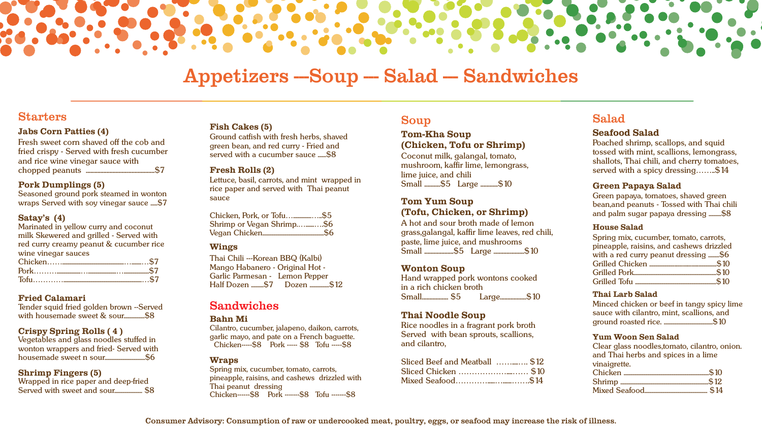# Appetizers —Soup — Salad — Sandwiches

## Starters

**Jabs Corn Patties (4)**
Fresh sweet corn shaved off the cob and fried crispy - Served with fresh cucumber and rice wine vinegar sauce with chopped peanuts ..........$7

**Pork Dumplings (5)**
Seasoned ground pork steamed in wonton wraps Served with soy vinegar sauce .....$7

**Satay's (4)**
Marinated in yellow curry and coconut milk Skewered and grilled - Served with red curry creamy peanut & cucumber rice wine vinegar sauces
Chicken..........$7
Pork..........$7
Tofu..........$7

**Fried Calamari**
Tender squid fried golden brown --Served with housemade sweet & sour..........$8

**Crispy Spring Rolls ( 4 )**
Vegetables and glass noodles stuffed in wonton wrappers and fried- Served with housemade sweet n sour..........$6

**Shrimp Fingers (5)**
Wrapped in rice paper and deep-fried Served with sweet and sour.......... $8

**Fish Cakes (5)**
Ground catfish with fresh herbs, shaved green bean, and red curry - Fried and served with a cucumber sauce ......$8

**Fresh Rolls (2)**
Lettuce, basil, carrots, and mint wrapped in rice paper and served with Thai peanut sauce

Chicken, Pork, or Tofu..........$5
Shrimp or Vegan Shrimp..........$6
Vegan Chicken..........$6

**Wings**
Thai Chili ---Korean BBQ (Kalbi)
Mango Habanero - Original Hot -
Garlic Parmesan - Lemon Pepper
Half Dozen ........$7 Dozen ..........$12

## Sandwiches

**Bahn Mi**
Cilantro, cucumber, jalapeno, daikon, carrots, garlic mayo, and pate on a French baguette.
Chicken-----$8 Pork ----- $8 Tofu -----$8

**Wraps**
Spring mix, cucumber, tomato, carrots, pineapple, raisins, and cashews drizzled with Thai peanut dressing
Chicken------$8 Pork -------$8 Tofu -------$8

## Soup

**Tom-Kha Soup**
**(Chicken, Tofu or Shrimp)**
Coconut milk, galangal, tomato, mushroom, kaffir lime, lemongrass, lime juice, and chili
Small ..........$5 Large ..........$10

**Tom Yum Soup**
**(Tofu, Chicken, or Shrimp)**
A hot and sour broth made of lemon grass,galangal, kaffir lime leaves, red chili, paste, lime juice, and mushrooms
Small ..........$5 Large ..........$10

**Wonton Soup**
Hand wrapped pork wontons cooked in a rich chicken broth
Small.......... $5 Large..........$10

**Thai Noodle Soup**
Rice noodles in a fragrant pork broth Served with bean sprouts, scallions, and cilantro,

Sliced Beef and Meatball .......... $12
Sliced Chicken .......... $10
Mixed Seafood..........$14

## Salad

**Seafood Salad**
Poached shrimp, scallops, and squid tossed with mint, scallions, lemongrass, shallots, Thai chili, and cherry tomatoes, served with a spicy dressing..........$14

**Green Papaya Salad**
Green papaya, tomatoes, shaved green bean,and peanuts - Tossed with Thai chili and palm sugar papaya dressing ........$8

**House Salad**
Spring mix, cucumber, tomato, carrots, pineapple, raisins, and cashews drizzled with a red curry peanut dressing ........$6
Grilled Chicken ..........$10
Grilled Pork..........$10
Grilled Tofu ..........$10

**Thai Larb Salad**
Minced chicken or beef in tangy spicy lime sauce with cilantro, mint, scallions, and ground roasted rice. ..........$10

**Yum Woon Sen Salad**
Clear glass noodles,tomato, cilantro, onion. and Thai herbs and spices in a lime vinaigrette.
Chicken ..........$10
Shrimp ..........$12
Mixed Seafood.......... $14

**Consumer Advisory: Consumption of raw or undercooked meat, poultry, eggs, or seafood may increase the risk of illness.**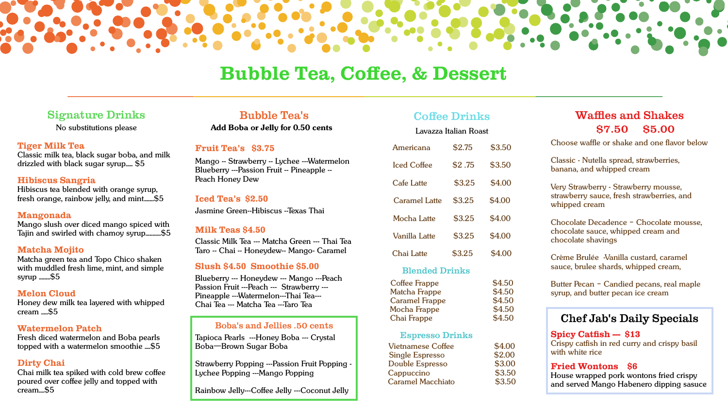# Bubble Tea, Coffee, & Dessert

## Signature Drinks

No substitutions please

**Tiger Milk Tea**
Classic milk tea, black sugar boba, and milk drizzled with black sugar syrup..... $5

**Hibiscus Sangria**
Hibiscus tea blended with orange syrup, fresh orange, rainbow jelly, and mint.......$5

**Mangonada**
Mango slush over diced mango spiced with Tajin and swirled with chamoy syrup..........$5

**Matcha Mojito**
Matcha green tea and Topo Chico shaken with muddled fresh lime, mint, and simple syrup ........$5

**Melon Cloud**
Honey dew milk tea layered with whipped cream .....$5

**Watermelon Patch**
Fresh diced watermelon and Boba pearls topped with a watermelon smoothie ....$5

**Dirty Chai**
Chai milk tea spiked with cold brew coffee poured over coffee jelly and topped with cream....$5

## Bubble Tea's

**Add Boba or Jelly for 0.50 cents**

**Fruit Tea's $3.75**
Mango -- Strawberry -- Lychee ---Watermelon Blueberry ---Passion Fruit -- Pineapple -- Peach Honey Dew

**Iced Tea's $2.50**
Jasmine Green--Hibiscus --Texas Thai

**Milk Teas $4.50**
Classic Milk Tea --- Matcha Green --- Thai Tea Taro -- Chai -- Honeydew-- Mango- Caramel

**Slush $4.50 Smoothie $5.00**
Blueberry --- Honeydew --- Mango ---Peach Passion Fruit ---Peach --- Strawberry --- Pineapple ---Watermelon---Thai Tea--- Chai Tea --- Matcha Tea ---Taro Tea

**Boba's and Jellies .50 cents**

Tapioca Pearls ---Honey Boba --- Crystal Boba—Brown Sugar Boba

Strawberry Popping ---Passion Fruit Popping -Lychee Popping ---Mango Popping

Rainbow Jelly---Coffee Jelly ---Coconut Jelly

## Coffee Drinks

Lavazza Italian Roast

| | | |
|---|---|---|
| Americana | $2.75 | $3.50 |
| Iced Coffee | $2 .75 | $3.50 |
| Cafe Latte | $3.25 | $4.00 |
| Caramel Latte | $3.25 | $4.00 |
| Mocha Latte | $3.25 | $4.00 |
| Vanilla Latte | $3.25 | $4.00 |
| Chai Latte | $3.25 | $4.00 |

### Blended Drinks

| | |
|---|---|
| Coffee Frappe | $4.50 |
| Matcha Frappe | $4.50 |
| Caramel Frappe | $4.50 |
| Mocha Frappe | $4.50 |
| Chai Frappe | $4.50 |

### Espresso Drinks

| | |
|---|---|
| Vietnamese Coffee | $4.00 |
| Single Espresso | $2.00 |
| Double Espresso | $3.00 |
| Cappuccino | $3.50 |
| Caramel Macchiato | $3.50 |

## Waffles and Shakes

**$7.50 $5.00**

Choose waffle or shake and one flavor below

Classic - Nutella spread, strawberries, banana, and whipped cream

Very Strawberry - Strawberry mousse, strawberry sauce, fresh strawberries, and whipped cream

Chocolate Decadence – Chocolate mousse, chocolate sauce, whipped cream and chocolate shavings

Crème Brulée -Vanilla custard, caramel sauce, brulee shards, whipped cream,

Butter Pecan – Candied pecans, real maple syrup, and butter pecan ice cream

## Chef Jab's Daily Specials

**Spicy Catfish — $13**
Crispy catfish in red curry and crispy basil with white rice

**Fried Wontons $6**
House wrapped pork wontons fried crispy and served Mango Habenero dipping sasuce